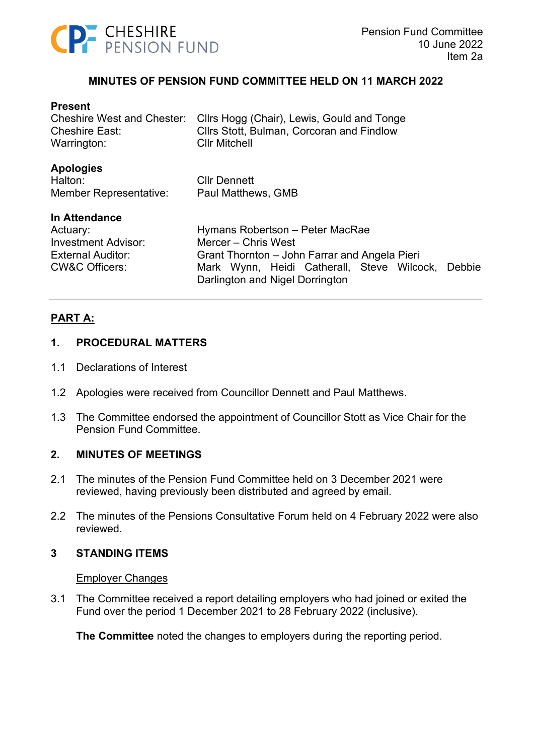CHESHIRE PENSION FUND

Pension Fund Committee
10 June 2022
Item 2a

# MINUTES OF PENSION FUND COMMITTEE HELD ON 11 MARCH 2022

**Present**

| | |
|---|---|
| Cheshire West and Chester: | Cllrs Hogg (Chair), Lewis, Gould and Tonge |
| Cheshire East: | Cllrs Stott, Bulman, Corcoran and Findlow |
| Warrington: | Cllr Mitchell |

**Apologies**

| | |
|---|---|
| Halton: | Cllr Dennett |
| Member Representative: | Paul Matthews, GMB |

**In Attendance**

| | |
|---|---|
| Actuary: | Hymans Robertson – Peter MacRae |
| Investment Advisor: | Mercer – Chris West |
| External Auditor: | Grant Thornton – John Farrar and Angela Pieri |
| CW&C Officers: | Mark Wynn, Heidi Catherall, Steve Wilcock, Debbie Darlington and Nigel Dorrington |

---

## PART A:

### 1. PROCEDURAL MATTERS

1.1 Declarations of Interest

1.2 Apologies were received from Councillor Dennett and Paul Matthews.

1.3 The Committee endorsed the appointment of Councillor Stott as Vice Chair for the Pension Fund Committee.

### 2. MINUTES OF MEETINGS

2.1 The minutes of the Pension Fund Committee held on 3 December 2021 were reviewed, having previously been distributed and agreed by email.

2.2 The minutes of the Pensions Consultative Forum held on 4 February 2022 were also reviewed.

### 3 STANDING ITEMS

Employer Changes

3.1 The Committee received a report detailing employers who had joined or exited the Fund over the period 1 December 2021 to 28 February 2022 (inclusive).

**The Committee** noted the changes to employers during the reporting period.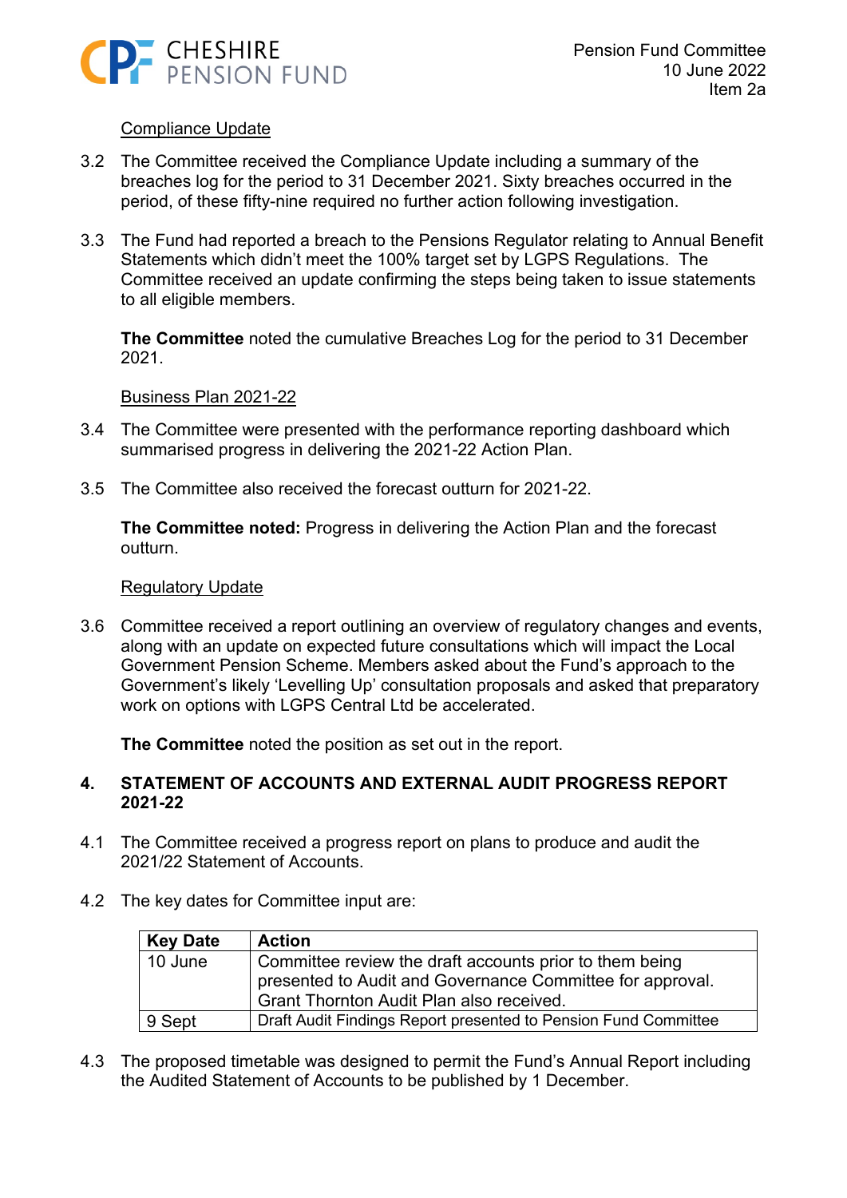Compliance Update

3.2 The Committee received the Compliance Update including a summary of the breaches log for the period to 31 December 2021. Sixty breaches occurred in the period, of these fifty-nine required no further action following investigation.

3.3 The Fund had reported a breach to the Pensions Regulator relating to Annual Benefit Statements which didn't meet the 100% target set by LGPS Regulations. The Committee received an update confirming the steps being taken to issue statements to all eligible members.

**The Committee** noted the cumulative Breaches Log for the period to 31 December 2021.

Business Plan 2021-22

3.4 The Committee were presented with the performance reporting dashboard which summarised progress in delivering the 2021-22 Action Plan.

3.5 The Committee also received the forecast outturn for 2021-22.

**The Committee noted:** Progress in delivering the Action Plan and the forecast outturn.

Regulatory Update

3.6 Committee received a report outlining an overview of regulatory changes and events, along with an update on expected future consultations which will impact the Local Government Pension Scheme. Members asked about the Fund's approach to the Government's likely 'Levelling Up' consultation proposals and asked that preparatory work on options with LGPS Central Ltd be accelerated.

**The Committee** noted the position as set out in the report.

## 4. STATEMENT OF ACCOUNTS AND EXTERNAL AUDIT PROGRESS REPORT 2021-22

4.1 The Committee received a progress report on plans to produce and audit the 2021/22 Statement of Accounts.

4.2 The key dates for Committee input are:

| Key Date | Action |
|---|---|
| 10 June | Committee review the draft accounts prior to them being presented to Audit and Governance Committee for approval. Grant Thornton Audit Plan also received. |
| 9 Sept | Draft Audit Findings Report presented to Pension Fund Committee |

4.3 The proposed timetable was designed to permit the Fund's Annual Report including the Audited Statement of Accounts to be published by 1 December.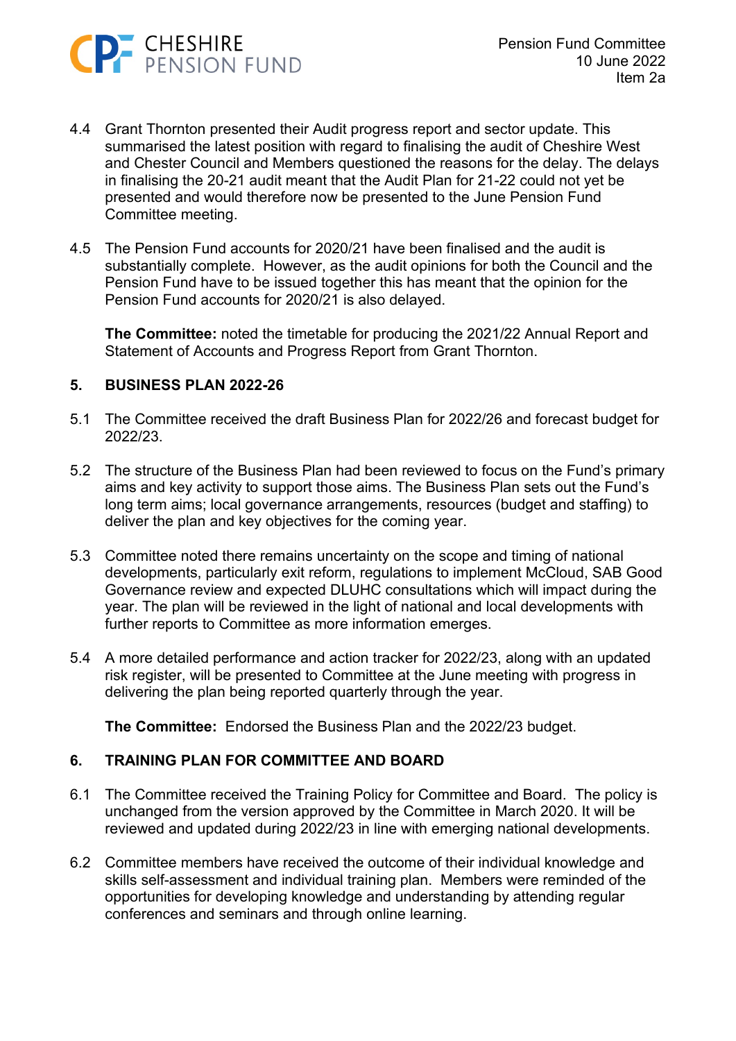4.4 Grant Thornton presented their Audit progress report and sector update. This summarised the latest position with regard to finalising the audit of Cheshire West and Chester Council and Members questioned the reasons for the delay. The delays in finalising the 20-21 audit meant that the Audit Plan for 21-22 could not yet be presented and would therefore now be presented to the June Pension Fund Committee meeting.

4.5 The Pension Fund accounts for 2020/21 have been finalised and the audit is substantially complete. However, as the audit opinions for both the Council and the Pension Fund have to be issued together this has meant that the opinion for the Pension Fund accounts for 2020/21 is also delayed.

**The Committee:** noted the timetable for producing the 2021/22 Annual Report and Statement of Accounts and Progress Report from Grant Thornton.

## 5. BUSINESS PLAN 2022-26

5.1 The Committee received the draft Business Plan for 2022/26 and forecast budget for 2022/23.

5.2 The structure of the Business Plan had been reviewed to focus on the Fund's primary aims and key activity to support those aims. The Business Plan sets out the Fund's long term aims; local governance arrangements, resources (budget and staffing) to deliver the plan and key objectives for the coming year.

5.3 Committee noted there remains uncertainty on the scope and timing of national developments, particularly exit reform, regulations to implement McCloud, SAB Good Governance review and expected DLUHC consultations which will impact during the year. The plan will be reviewed in the light of national and local developments with further reports to Committee as more information emerges.

5.4 A more detailed performance and action tracker for 2022/23, along with an updated risk register, will be presented to Committee at the June meeting with progress in delivering the plan being reported quarterly through the year.

**The Committee:** Endorsed the Business Plan and the 2022/23 budget.

## 6. TRAINING PLAN FOR COMMITTEE AND BOARD

6.1 The Committee received the Training Policy for Committee and Board. The policy is unchanged from the version approved by the Committee in March 2020. It will be reviewed and updated during 2022/23 in line with emerging national developments.

6.2 Committee members have received the outcome of their individual knowledge and skills self-assessment and individual training plan. Members were reminded of the opportunities for developing knowledge and understanding by attending regular conferences and seminars and through online learning.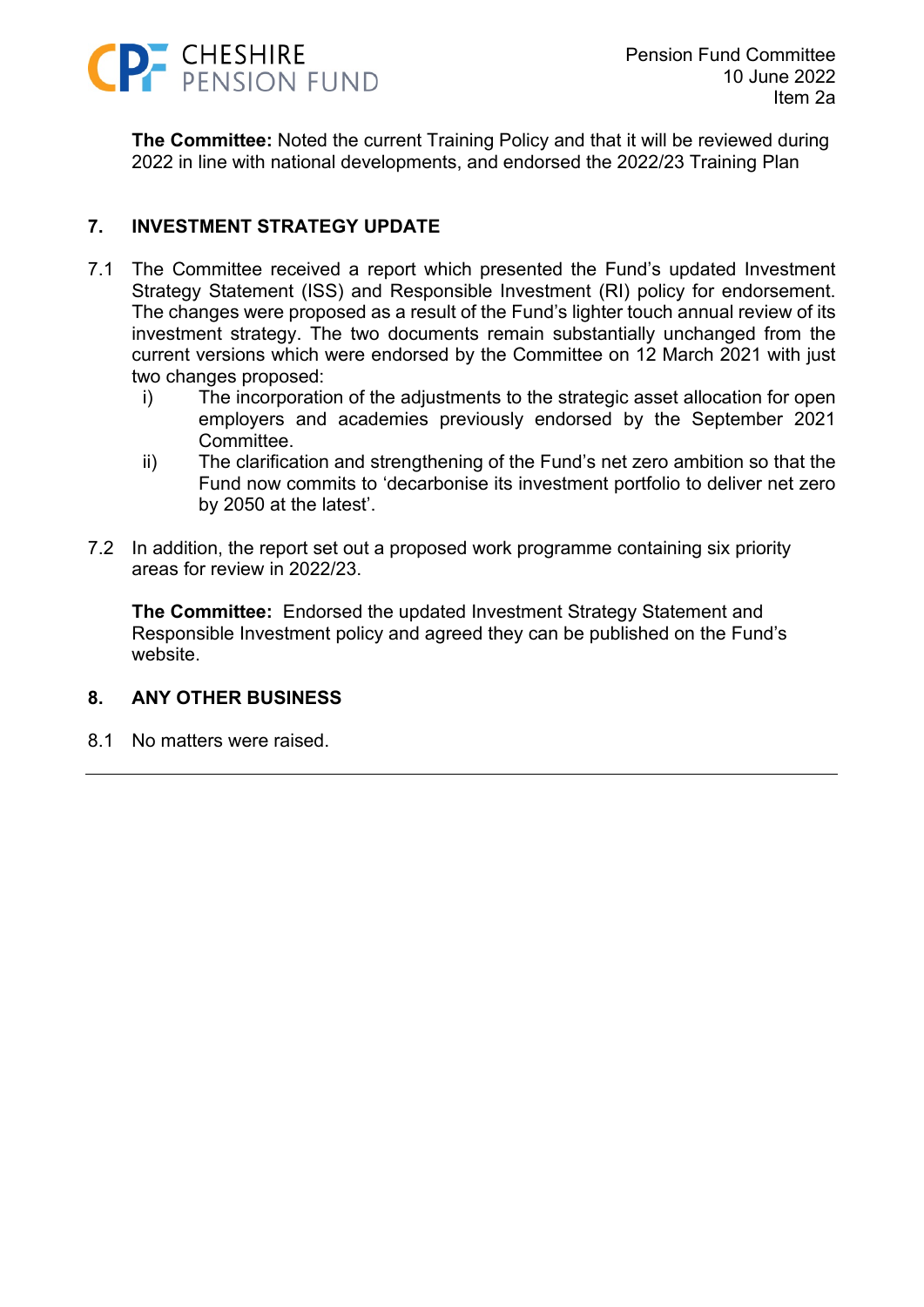**The Committee:** Noted the current Training Policy and that it will be reviewed during 2022 in line with national developments, and endorsed the 2022/23 Training Plan

## 7. INVESTMENT STRATEGY UPDATE

7.1 The Committee received a report which presented the Fund's updated Investment Strategy Statement (ISS) and Responsible Investment (RI) policy for endorsement. The changes were proposed as a result of the Fund's lighter touch annual review of its investment strategy. The two documents remain substantially unchanged from the current versions which were endorsed by the Committee on 12 March 2021 with just two changes proposed:

i) The incorporation of the adjustments to the strategic asset allocation for open employers and academies previously endorsed by the September 2021 Committee.

ii) The clarification and strengthening of the Fund's net zero ambition so that the Fund now commits to 'decarbonise its investment portfolio to deliver net zero by 2050 at the latest'.

7.2 In addition, the report set out a proposed work programme containing six priority areas for review in 2022/23.

**The Committee:** Endorsed the updated Investment Strategy Statement and Responsible Investment policy and agreed they can be published on the Fund's website.

## 8. ANY OTHER BUSINESS

8.1 No matters were raised.

---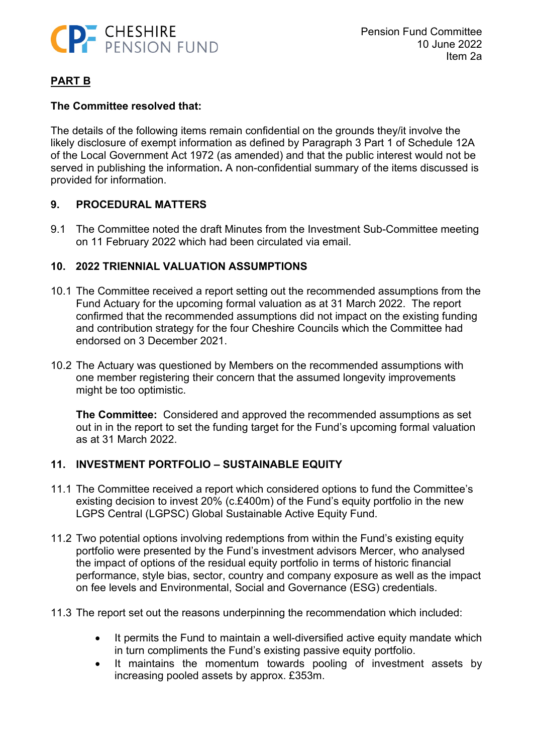Cheshire Pension Fund — Pension Fund Committee, 10 June 2022, Item 2a

## PART B

**The Committee resolved that:**

The details of the following items remain confidential on the grounds they/it involve the likely disclosure of exempt information as defined by Paragraph 3 Part 1 of Schedule 12A of the Local Government Act 1972 (as amended) and that the public interest would not be served in publishing the information**.** A non-confidential summary of the items discussed is provided for information.

### 9. PROCEDURAL MATTERS

9.1 The Committee noted the draft Minutes from the Investment Sub-Committee meeting on 11 February 2022 which had been circulated via email.

### 10. 2022 TRIENNIAL VALUATION ASSUMPTIONS

10.1 The Committee received a report setting out the recommended assumptions from the Fund Actuary for the upcoming formal valuation as at 31 March 2022. The report confirmed that the recommended assumptions did not impact on the existing funding and contribution strategy for the four Cheshire Councils which the Committee had endorsed on 3 December 2021.

10.2 The Actuary was questioned by Members on the recommended assumptions with one member registering their concern that the assumed longevity improvements might be too optimistic.

**The Committee:** Considered and approved the recommended assumptions as set out in in the report to set the funding target for the Fund's upcoming formal valuation as at 31 March 2022.

### 11. INVESTMENT PORTFOLIO – SUSTAINABLE EQUITY

11.1 The Committee received a report which considered options to fund the Committee's existing decision to invest 20% (c.£400m) of the Fund's equity portfolio in the new LGPS Central (LGPSC) Global Sustainable Active Equity Fund.

11.2 Two potential options involving redemptions from within the Fund's existing equity portfolio were presented by the Fund's investment advisors Mercer, who analysed the impact of options of the residual equity portfolio in terms of historic financial performance, style bias, sector, country and company exposure as well as the impact on fee levels and Environmental, Social and Governance (ESG) credentials.

11.3 The report set out the reasons underpinning the recommendation which included:

- It permits the Fund to maintain a well-diversified active equity mandate which in turn compliments the Fund's existing passive equity portfolio.
- It maintains the momentum towards pooling of investment assets by increasing pooled assets by approx. £353m.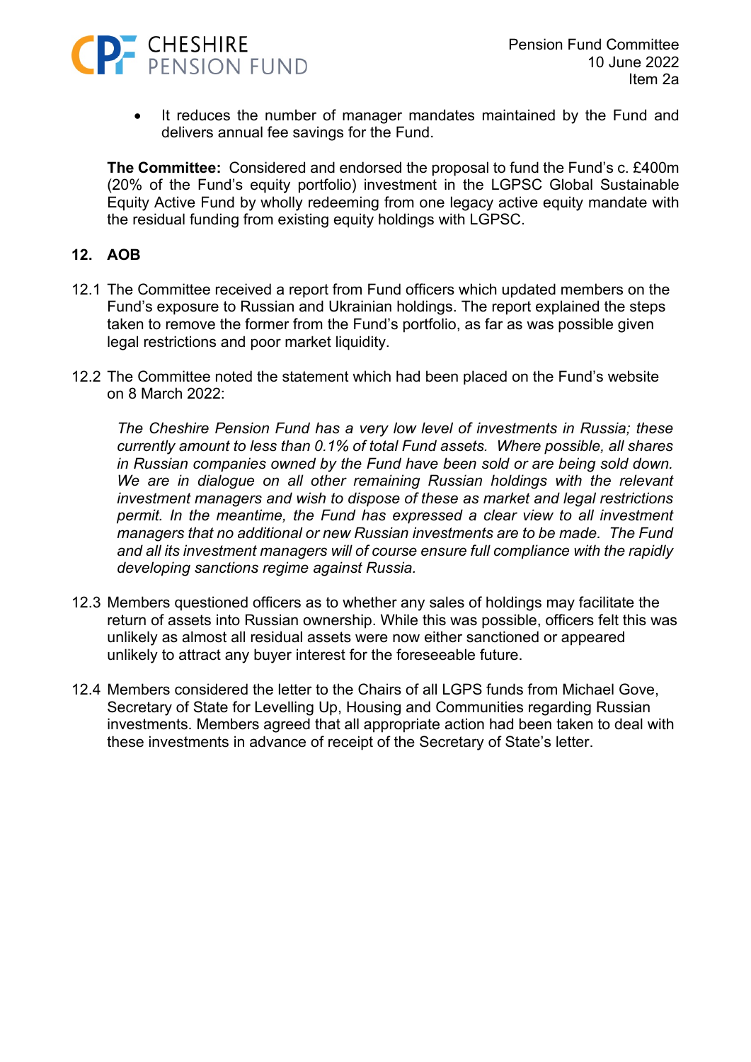- It reduces the number of manager mandates maintained by the Fund and delivers annual fee savings for the Fund.

**The Committee:** Considered and endorsed the proposal to fund the Fund's c. £400m (20% of the Fund's equity portfolio) investment in the LGPSC Global Sustainable Equity Active Fund by wholly redeeming from one legacy active equity mandate with the residual funding from existing equity holdings with LGPSC.

## 12. AOB

12.1 The Committee received a report from Fund officers which updated members on the Fund's exposure to Russian and Ukrainian holdings. The report explained the steps taken to remove the former from the Fund's portfolio, as far as was possible given legal restrictions and poor market liquidity.

12.2 The Committee noted the statement which had been placed on the Fund's website on 8 March 2022:

> *The Cheshire Pension Fund has a very low level of investments in Russia; these currently amount to less than 0.1% of total Fund assets. Where possible, all shares in Russian companies owned by the Fund have been sold or are being sold down. We are in dialogue on all other remaining Russian holdings with the relevant investment managers and wish to dispose of these as market and legal restrictions permit. In the meantime, the Fund has expressed a clear view to all investment managers that no additional or new Russian investments are to be made. The Fund and all its investment managers will of course ensure full compliance with the rapidly developing sanctions regime against Russia.*

12.3 Members questioned officers as to whether any sales of holdings may facilitate the return of assets into Russian ownership. While this was possible, officers felt this was unlikely as almost all residual assets were now either sanctioned or appeared unlikely to attract any buyer interest for the foreseeable future.

12.4 Members considered the letter to the Chairs of all LGPS funds from Michael Gove, Secretary of State for Levelling Up, Housing and Communities regarding Russian investments. Members agreed that all appropriate action had been taken to deal with these investments in advance of receipt of the Secretary of State's letter.